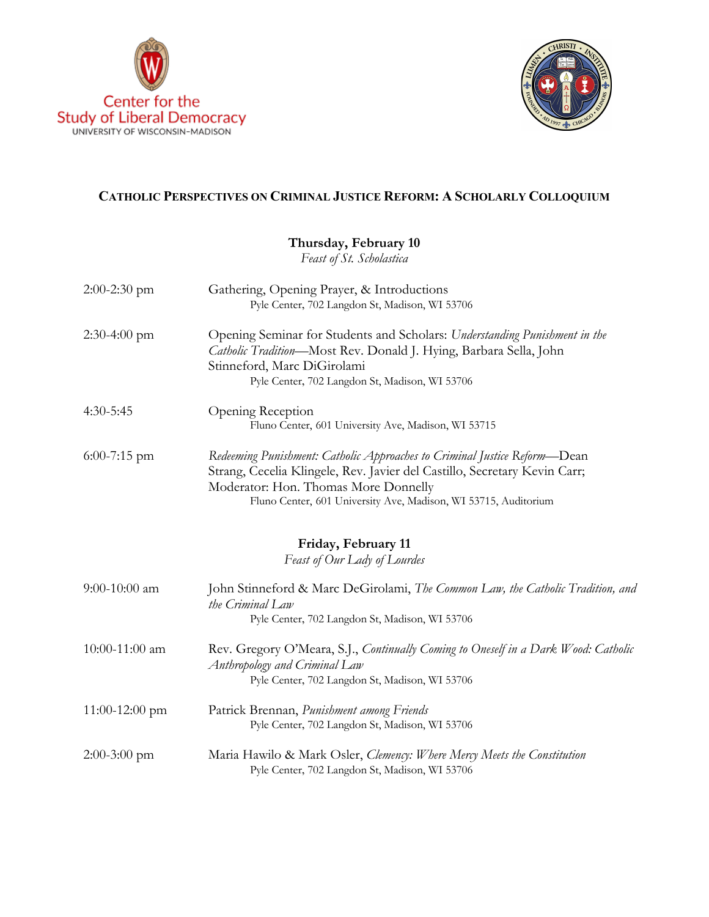Center for the Study of Liberal Democracy
UNIVERSITY OF WISCONSIN-MADISON

LUMEN CHRISTI INSTITUTE · FOUNDED AD 1997 · CHICAGO · ILLINOIS

# CATHOLIC PERSPECTIVES ON CRIMINAL JUSTICE REFORM: A SCHOLARLY COLLOQUIUM

## Thursday, February 10

*Feast of St. Scholastica*

2:00-2:30 pm — Gathering, Opening Prayer, & Introductions
Pyle Center, 702 Langdon St, Madison, WI 53706

2:30-4:00 pm — Opening Seminar for Students and Scholars: *Understanding Punishment in the Catholic Tradition*—Most Rev. Donald J. Hying, Barbara Sella, John Stinneford, Marc DiGirolami
Pyle Center, 702 Langdon St, Madison, WI 53706

4:30-5:45 — Opening Reception
Fluno Center, 601 University Ave, Madison, WI 53715

6:00-7:15 pm — *Redeeming Punishment: Catholic Approaches to Criminal Justice Reform*—Dean Strang, Cecelia Klingele, Rev. Javier del Castillo, Secretary Kevin Carr; Moderator: Hon. Thomas More Donnelly
Fluno Center, 601 University Ave, Madison, WI 53715, Auditorium

## Friday, February 11

*Feast of Our Lady of Lourdes*

9:00-10:00 am — John Stinneford & Marc DeGirolami, *The Common Law, the Catholic Tradition, and the Criminal Law*
Pyle Center, 702 Langdon St, Madison, WI 53706

10:00-11:00 am — Rev. Gregory O'Meara, S.J., *Continually Coming to Oneself in a Dark Wood: Catholic Anthropology and Criminal Law*
Pyle Center, 702 Langdon St, Madison, WI 53706

11:00-12:00 pm — Patrick Brennan, *Punishment among Friends*
Pyle Center, 702 Langdon St, Madison, WI 53706

2:00-3:00 pm — Maria Hawilo & Mark Osler, *Clemency: Where Mercy Meets the Constitution*
Pyle Center, 702 Langdon St, Madison, WI 53706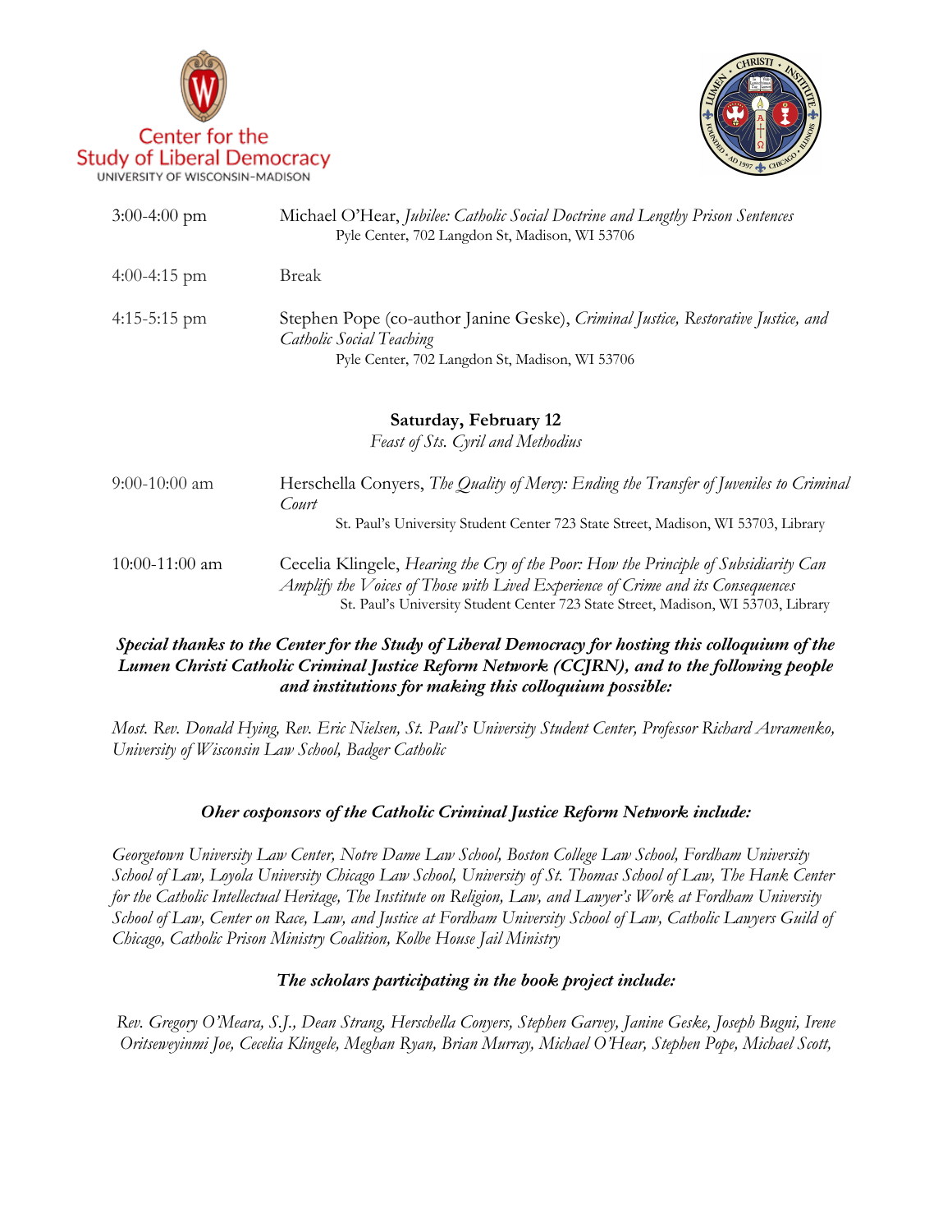Center for the Study of Liberal Democracy
UNIVERSITY OF WISCONSIN-MADISON

| | |
|---|---|
| 3:00-4:00 pm | Michael O'Hear, *Jubilee: Catholic Social Doctrine and Lengthy Prison Sentences*<br>Pyle Center, 702 Langdon St, Madison, WI 53706 |
| 4:00-4:15 pm | Break |
| 4:15-5:15 pm | Stephen Pope (co-author Janine Geske), *Criminal Justice, Restorative Justice, and Catholic Social Teaching*<br>Pyle Center, 702 Langdon St, Madison, WI 53706 |

**Saturday, February 12**

*Feast of Sts. Cyril and Methodius*

| | |
|---|---|
| 9:00-10:00 am | Herschella Conyers, *The Quality of Mercy: Ending the Transfer of Juveniles to Criminal Court*<br>St. Paul's University Student Center 723 State Street, Madison, WI 53703, Library |
| 10:00-11:00 am | Cecelia Klingele, *Hearing the Cry of the Poor: How the Principle of Subsidiarity Can Amplify the Voices of Those with Lived Experience of Crime and its Consequences*<br>St. Paul's University Student Center 723 State Street, Madison, WI 53703, Library |

***Special thanks to the Center for the Study of Liberal Democracy for hosting this colloquium of the Lumen Christi Catholic Criminal Justice Reform Network (CCJRN), and to the following people and institutions for making this colloquium possible:***

*Most. Rev. Donald Hying, Rev. Eric Nielsen, St. Paul's University Student Center, Professor Richard Avramenko, University of Wisconsin Law School, Badger Catholic*

***Oher cosponsors of the Catholic Criminal Justice Reform Network include:***

*Georgetown University Law Center, Notre Dame Law School, Boston College Law School, Fordham University School of Law, Loyola University Chicago Law School, University of St. Thomas School of Law, The Hank Center for the Catholic Intellectual Heritage, The Institute on Religion, Law, and Lawyer's Work at Fordham University School of Law, Center on Race, Law, and Justice at Fordham University School of Law, Catholic Lawyers Guild of Chicago, Catholic Prison Ministry Coalition, Kolbe House Jail Ministry*

***The scholars participating in the book project include:***

*Rev. Gregory O'Meara, S.J., Dean Strang, Herschella Conyers, Stephen Garvey, Janine Geske, Joseph Bugni, Irene Oritseweyinmi Joe, Cecelia Klingele, Meghan Ryan, Brian Murray, Michael O'Hear, Stephen Pope, Michael Scott,*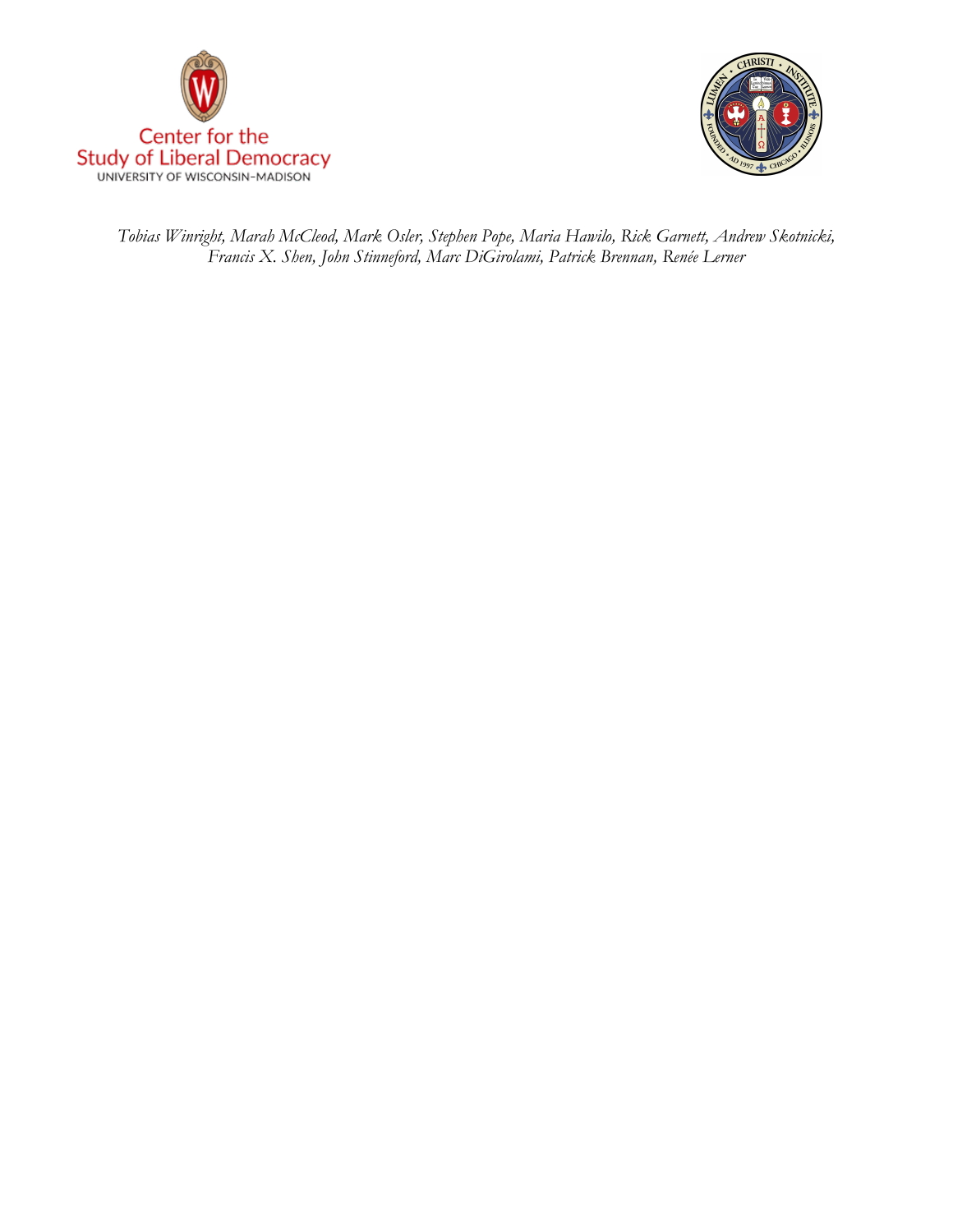Center for the
Study of Liberal Democracy
UNIVERSITY OF WISCONSIN–MADISON

LUMEN CHRISTI INSTITUTE
FOUNDED AD 1997 CHICAGO ILLINOIS

*Tobias Winright, Marah McCleod, Mark Osler, Stephen Pope, Maria Hawilo, Rick Garnett, Andrew Skotnicki, Francis X. Shen, John Stinneford, Marc DiGirolami, Patrick Brennan, Renée Lerner*